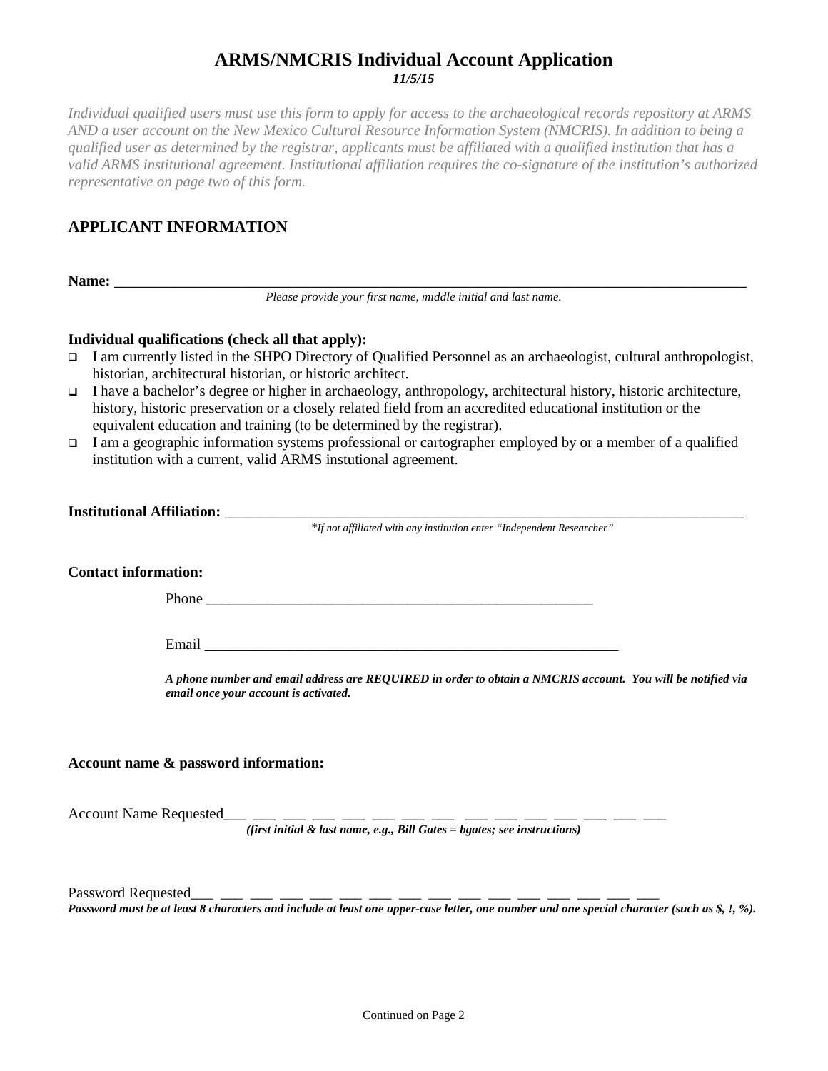# ARMS/NMCRIS Individual Account Application

***11/5/15***

*Individual qualified users must use this form to apply for access to the archaeological records repository at ARMS AND a user account on the New Mexico Cultural Resource Information System (NMCRIS). In addition to being a qualified user as determined by the registrar, applicants must be affiliated with a qualified institution that has a valid ARMS institutional agreement. Institutional affiliation requires the co-signature of the institution's authorized representative on page two of this form.*

## APPLICANT INFORMATION

**Name:** ___________________________________________________________________________

*Please provide your first name, middle initial and last name.*

**Individual qualifications (check all that apply):**

- ❑ I am currently listed in the SHPO Directory of Qualified Personnel as an archaeologist, cultural anthropologist, historian, architectural historian, or historic architect.
- ❑ I have a bachelor's degree or higher in archaeology, anthropology, architectural history, historic architecture, history, historic preservation or a closely related field from an accredited educational institution or the equivalent education and training (to be determined by the registrar).
- ❑ I am a geographic information systems professional or cartographer employed by or a member of a qualified institution with a current, valid ARMS instutional agreement.

**Institutional Affiliation:** ____________________________________________________________

*\*If not affiliated with any institution enter "Independent Researcher"*

**Contact information:**

Phone _____________________________________________________

Email ________________________________________________________

***A phone number and email address are REQUIRED in order to obtain a NMCRIS account. You will be notified via email once your account is activated.***

**Account name & password information:**

Account Name Requested___ ___ ___ ___ ___ ___ ___ ___ ___ ___ ___ ___ ___ ___ ___ ___ ___

***(first initial & last name, e.g., Bill Gates = bgates; see instructions)***

Password Requested___ ___ ___ ___ ___ ___ ___ ___ ___ ___ ___ ___ ___ ___ ___ ___ ___

***Password must be at least 8 characters and include at least one upper-case letter, one number and one special character (such as $, !, %).***

Continued on Page 2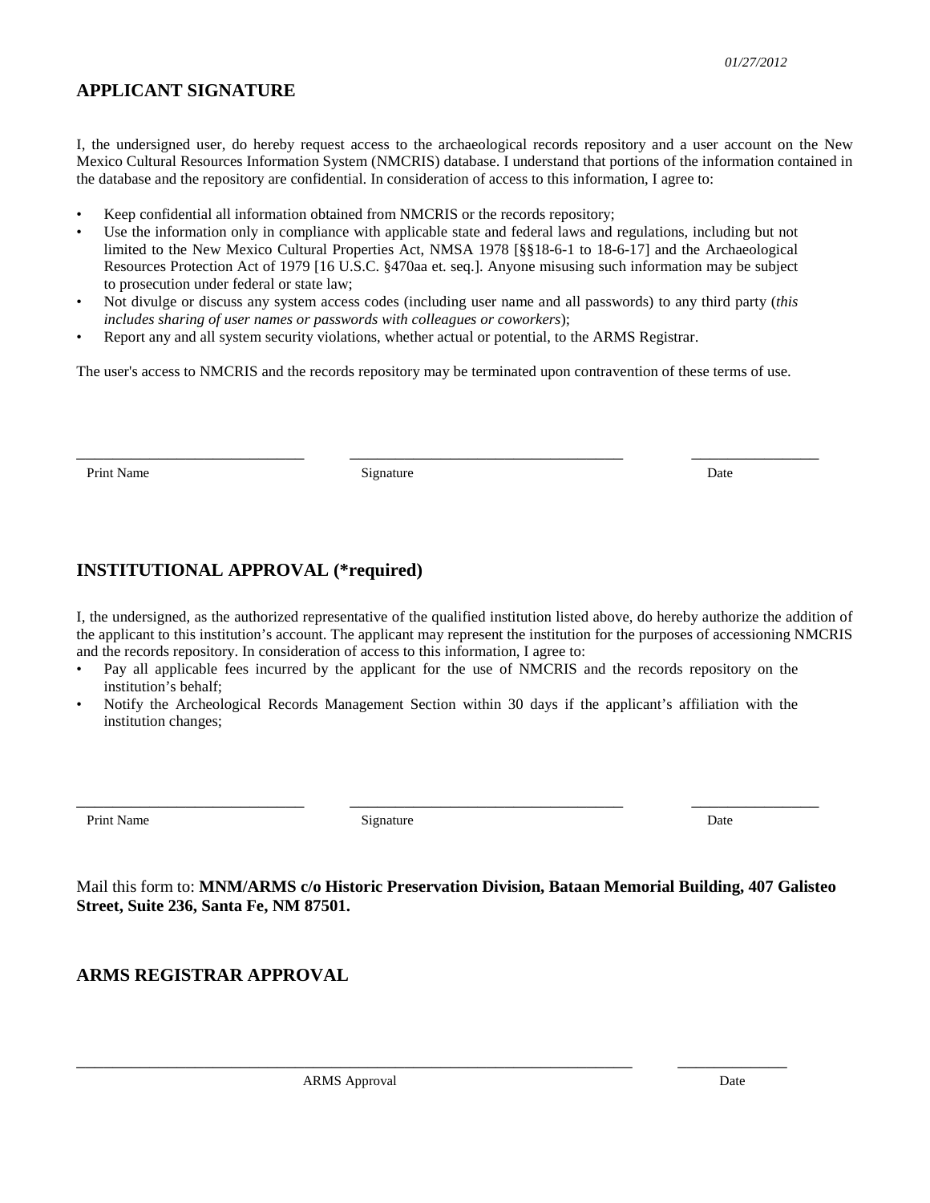01/27/2012

## APPLICANT SIGNATURE

I, the undersigned user, do hereby request access to the archaeological records repository and a user account on the New Mexico Cultural Resources Information System (NMCRIS) database. I understand that portions of the information contained in the database and the repository are confidential. In consideration of access to this information, I agree to:

- Keep confidential all information obtained from NMCRIS or the records repository;
- Use the information only in compliance with applicable state and federal laws and regulations, including but not limited to the New Mexico Cultural Properties Act, NMSA 1978 [§§18-6-1 to 18-6-17] and the Archaeological Resources Protection Act of 1979 [16 U.S.C. §470aa et. seq.]. Anyone misusing such information may be subject to prosecution under federal or state law;
- Not divulge or discuss any system access codes (including user name and all passwords) to any third party (*this includes sharing of user names or passwords with colleagues or coworkers*);
- Report any and all system security violations, whether actual or potential, to the ARMS Registrar.

The user's access to NMCRIS and the records repository may be terminated upon contravention of these terms of use.

______________________________ ____________________________________ _________________

Print Name Signature Date

## INSTITUTIONAL APPROVAL (*required)

I, the undersigned, as the authorized representative of the qualified institution listed above, do hereby authorize the addition of the applicant to this institution's account. The applicant may represent the institution for the purposes of accessioning NMCRIS and the records repository. In consideration of access to this information, I agree to:

- Pay all applicable fees incurred by the applicant for the use of NMCRIS and the records repository on the institution's behalf;
- Notify the Archeological Records Management Section within 30 days if the applicant's affiliation with the institution changes;

______________________________ ____________________________________ _________________

Print Name Signature Date

Mail this form to: **MNM/ARMS c/o Historic Preservation Division, Bataan Memorial Building, 407 Galisteo Street, Suite 236, Santa Fe, NM 87501.**

## ARMS REGISTRAR APPROVAL

________________________________________________________________________ ______________

ARMS Approval Date